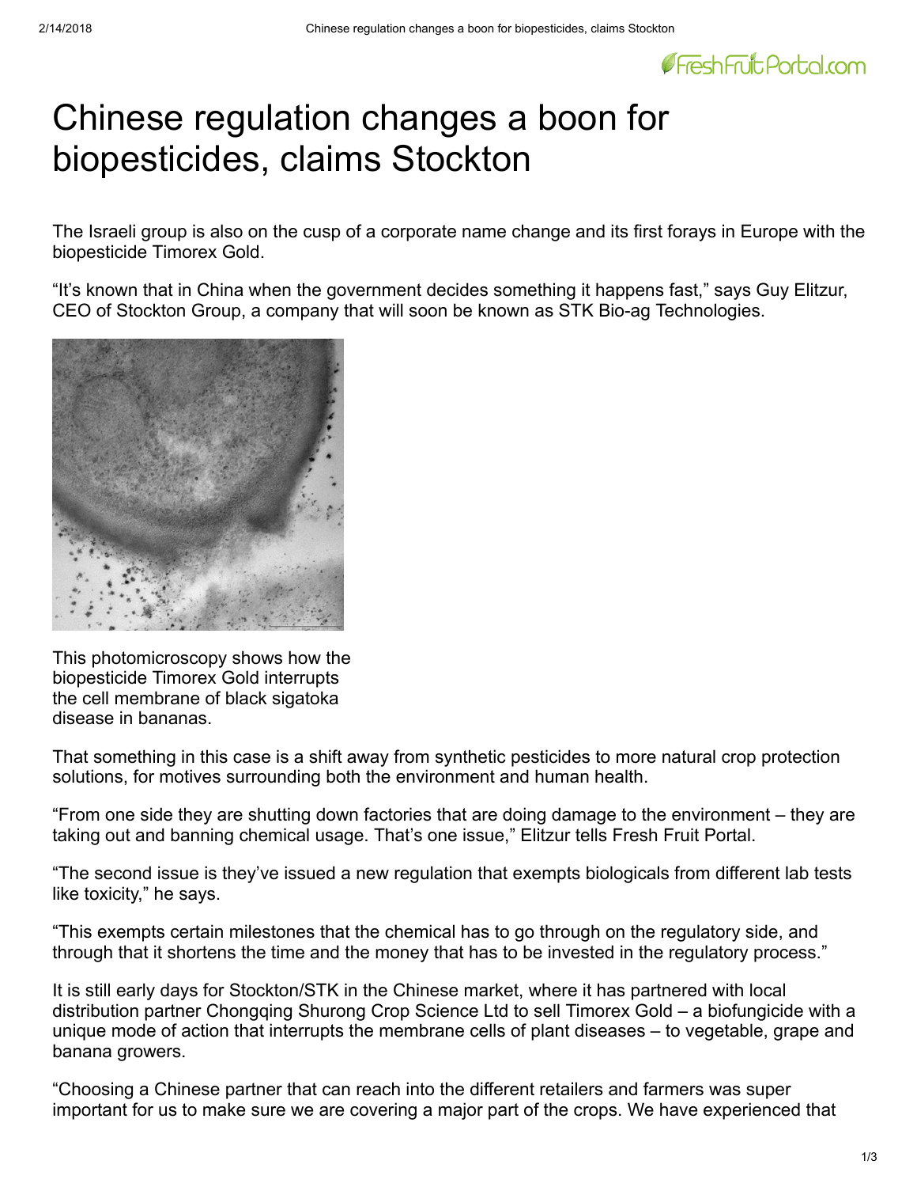# Chinese regulation changes a boon for biopesticides, claims Stockton

The Israeli group is also on the cusp of a corporate name change and its first forays in Europe with the biopesticide Timorex Gold.

"It's known that in China when the government decides something it happens fast," says Guy Elitzur, CEO of Stockton Group, a company that will soon be known as STK Bio-ag Technologies.

This photomicroscopy shows how the biopesticide Timorex Gold interrupts the cell membrane of black sigatoka disease in bananas.

That something in this case is a shift away from synthetic pesticides to more natural crop protection solutions, for motives surrounding both the environment and human health.

"From one side they are shutting down factories that are doing damage to the environment – they are taking out and banning chemical usage. That's one issue," Elitzur tells Fresh Fruit Portal.

"The second issue is they've issued a new regulation that exempts biologicals from different lab tests like toxicity," he says.

"This exempts certain milestones that the chemical has to go through on the regulatory side, and through that it shortens the time and the money that has to be invested in the regulatory process."

It is still early days for Stockton/STK in the Chinese market, where it has partnered with local distribution partner Chongqing Shurong Crop Science Ltd to sell Timorex Gold – a biofungicide with a unique mode of action that interrupts the membrane cells of plant diseases – to vegetable, grape and banana growers.

"Choosing a Chinese partner that can reach into the different retailers and farmers was super important for us to make sure we are covering a major part of the crops. We have experienced that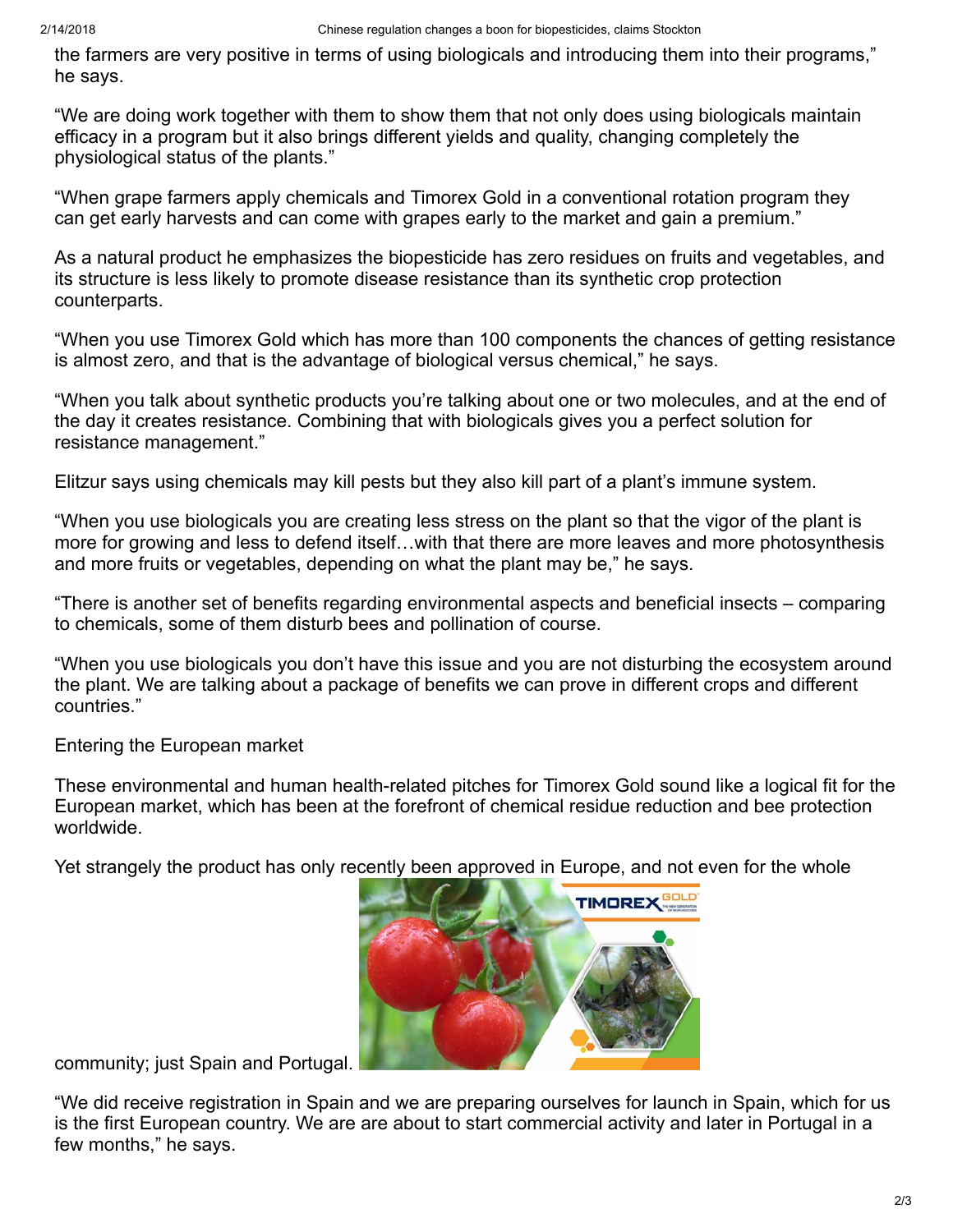the farmers are very positive in terms of using biologicals and introducing them into their programs," he says.

"We are doing work together with them to show them that not only does using biologicals maintain efficacy in a program but it also brings different yields and quality, changing completely the physiological status of the plants."

"When grape farmers apply chemicals and Timorex Gold in a conventional rotation program they can get early harvests and can come with grapes early to the market and gain a premium."

As a natural product he emphasizes the biopesticide has zero residues on fruits and vegetables, and its structure is less likely to promote disease resistance than its synthetic crop protection counterparts.

"When you use Timorex Gold which has more than 100 components the chances of getting resistance is almost zero, and that is the advantage of biological versus chemical," he says.

"When you talk about synthetic products you're talking about one or two molecules, and at the end of the day it creates resistance. Combining that with biologicals gives you a perfect solution for resistance management."

Elitzur says using chemicals may kill pests but they also kill part of a plant's immune system.

"When you use biologicals you are creating less stress on the plant so that the vigor of the plant is more for growing and less to defend itself…with that there are more leaves and more photosynthesis and more fruits or vegetables, depending on what the plant may be," he says.

"There is another set of benefits regarding environmental aspects and beneficial insects – comparing to chemicals, some of them disturb bees and pollination of course.

"When you use biologicals you don't have this issue and you are not disturbing the ecosystem around the plant. We are talking about a package of benefits we can prove in different crops and different countries."

Entering the European market

These environmental and human health-related pitches for Timorex Gold sound like a logical fit for the European market, which has been at the forefront of chemical residue reduction and bee protection worldwide.

Yet strangely the product has only recently been approved in Europe, and not even for the whole community; just Spain and Portugal.

"We did receive registration in Spain and we are preparing ourselves for launch in Spain, which for us is the first European country. We are are about to start commercial activity and later in Portugal in a few months," he says.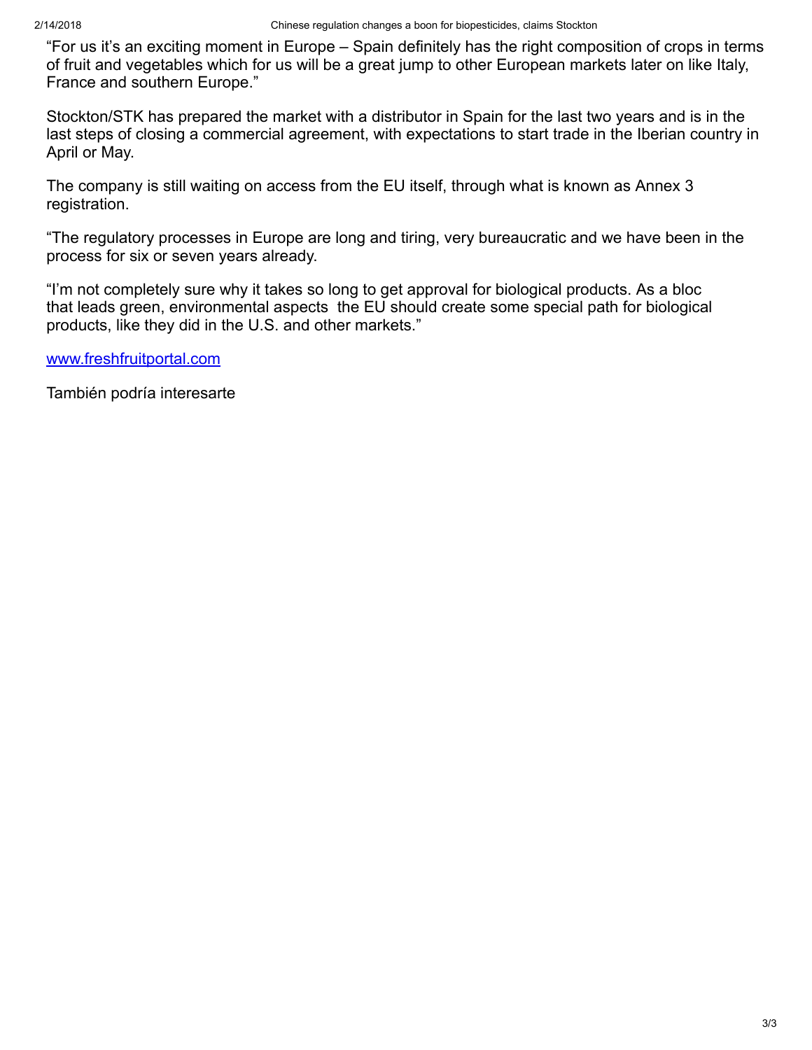"For us it's an exciting moment in Europe – Spain definitely has the right composition of crops in terms of fruit and vegetables which for us will be a great jump to other European markets later on like Italy, France and southern Europe."

Stockton/STK has prepared the market with a distributor in Spain for the last two years and is in the last steps of closing a commercial agreement, with expectations to start trade in the Iberian country in April or May.

The company is still waiting on access from the EU itself, through what is known as Annex 3 registration.

"The regulatory processes in Europe are long and tiring, very bureaucratic and we have been in the process for six or seven years already.

"I'm not completely sure why it takes so long to get approval for biological products. As a bloc that leads green, environmental aspects  the EU should create some special path for biological products, like they did in the U.S. and other markets."

[www.freshfruitportal.com](http://www.freshfruitportal.com)

También podría interesarte